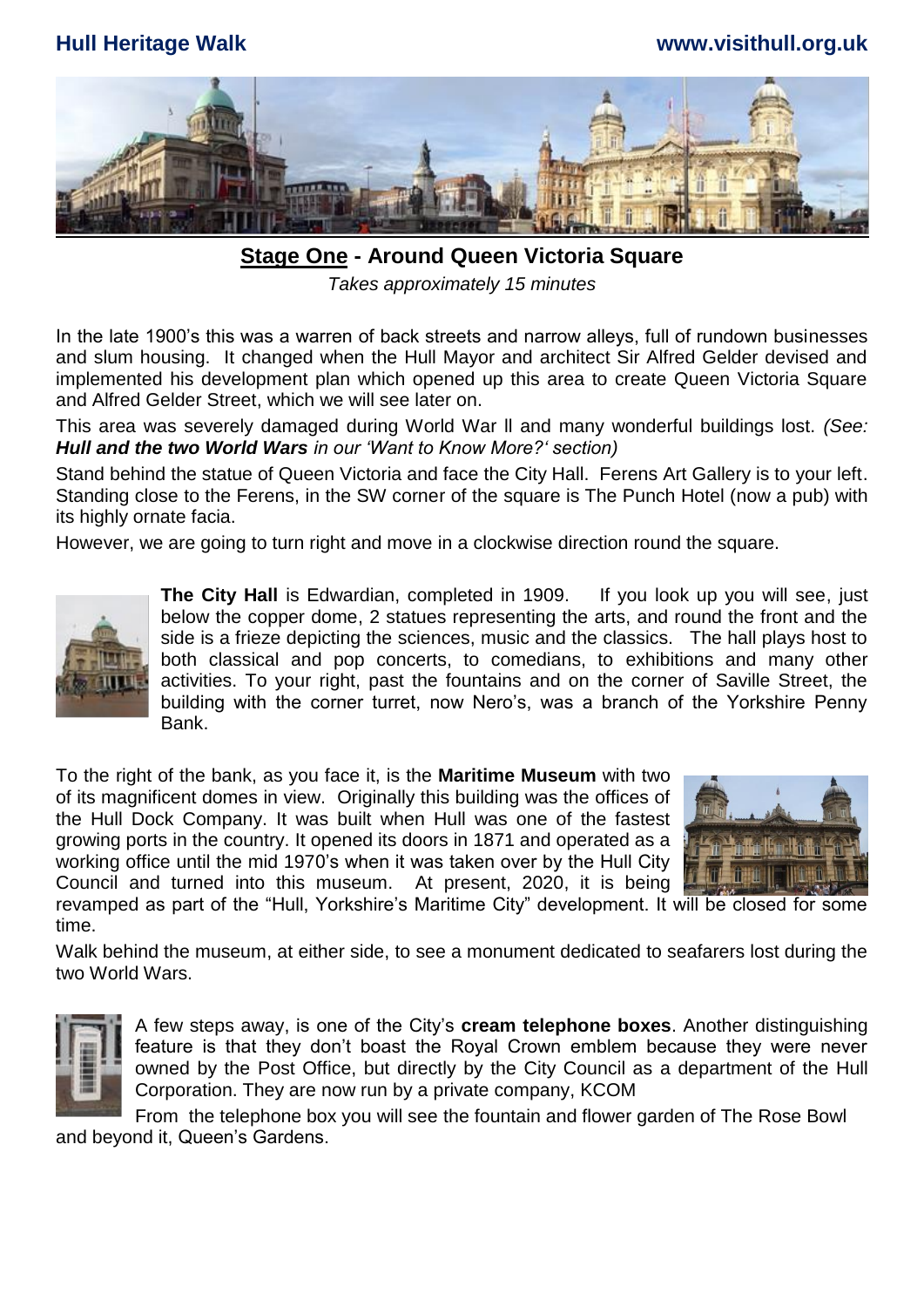## Stage One - Around Queen Victoria Square

*Takes approximately 15 minutes*

In the late 1900's this was a warren of back streets and narrow alleys, full of rundown businesses and slum housing. It changed when the Hull Mayor and architect Sir Alfred Gelder devised and implemented his development plan which opened up this area to create Queen Victoria Square and Alfred Gelder Street, which we will see later on.

This area was severely damaged during World War ll and many wonderful buildings lost. *(See: **Hull and the two World Wars** in our 'Want to Know More?' section)*

Stand behind the statue of Queen Victoria and face the City Hall. Ferens Art Gallery is to your left. Standing close to the Ferens, in the SW corner of the square is The Punch Hotel (now a pub) with its highly ornate facia.

However, we are going to turn right and move in a clockwise direction round the square.

**The City Hall** is Edwardian, completed in 1909. If you look up you will see, just below the copper dome, 2 statues representing the arts, and round the front and the side is a frieze depicting the sciences, music and the classics. The hall plays host to both classical and pop concerts, to comedians, to exhibitions and many other activities. To your right, past the fountains and on the corner of Saville Street, the building with the corner turret, now Nero's, was a branch of the Yorkshire Penny Bank.

To the right of the bank, as you face it, is the **Maritime Museum** with two of its magnificent domes in view. Originally this building was the offices of the Hull Dock Company. It was built when Hull was one of the fastest growing ports in the country. It opened its doors in 1871 and operated as a working office until the mid 1970's when it was taken over by the Hull City Council and turned into this museum. At present, 2020, it is being revamped as part of the "Hull, Yorkshire's Maritime City" development. It will be closed for some time.

Walk behind the museum, at either side, to see a monument dedicated to seafarers lost during the two World Wars.

A few steps away, is one of the City's **cream telephone boxes**. Another distinguishing feature is that they don't boast the Royal Crown emblem because they were never owned by the Post Office, but directly by the City Council as a department of the Hull Corporation. They are now run by a private company, KCOM

From the telephone box you will see the fountain and flower garden of The Rose Bowl and beyond it, Queen's Gardens.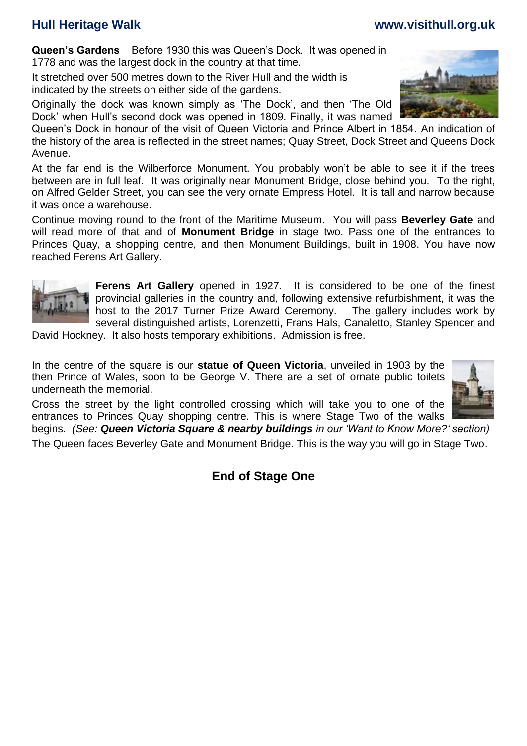**Queen's Gardens** Before 1930 this was Queen's Dock. It was opened in 1778 and was the largest dock in the country at that time.

It stretched over 500 metres down to the River Hull and the width is indicated by the streets on either side of the gardens.

Originally the dock was known simply as 'The Dock', and then 'The Old Dock' when Hull's second dock was opened in 1809. Finally, it was named Queen's Dock in honour of the visit of Queen Victoria and Prince Albert in 1854. An indication of the history of the area is reflected in the street names; Quay Street, Dock Street and Queens Dock Avenue.

At the far end is the Wilberforce Monument. You probably won't be able to see it if the trees between are in full leaf. It was originally near Monument Bridge, close behind you. To the right, on Alfred Gelder Street, you can see the very ornate Empress Hotel. It is tall and narrow because it was once a warehouse.

Continue moving round to the front of the Maritime Museum. You will pass **Beverley Gate** and will read more of that and of **Monument Bridge** in stage two. Pass one of the entrances to Princes Quay, a shopping centre, and then Monument Buildings, built in 1908. You have now reached Ferens Art Gallery.

**Ferens Art Gallery** opened in 1927. It is considered to be one of the finest provincial galleries in the country and, following extensive refurbishment, it was the host to the 2017 Turner Prize Award Ceremony. The gallery includes work by several distinguished artists, Lorenzetti, Frans Hals, Canaletto, Stanley Spencer and David Hockney. It also hosts temporary exhibitions. Admission is free.

In the centre of the square is our **statue of Queen Victoria**, unveiled in 1903 by the then Prince of Wales, soon to be George V. There are a set of ornate public toilets underneath the memorial.

Cross the street by the light controlled crossing which will take you to one of the entrances to Princes Quay shopping centre. This is where Stage Two of the walks begins. *(See: **Queen Victoria Square & nearby buildings** in our 'Want to Know More?' section)*

The Queen faces Beverley Gate and Monument Bridge. This is the way you will go in Stage Two.

## End of Stage One